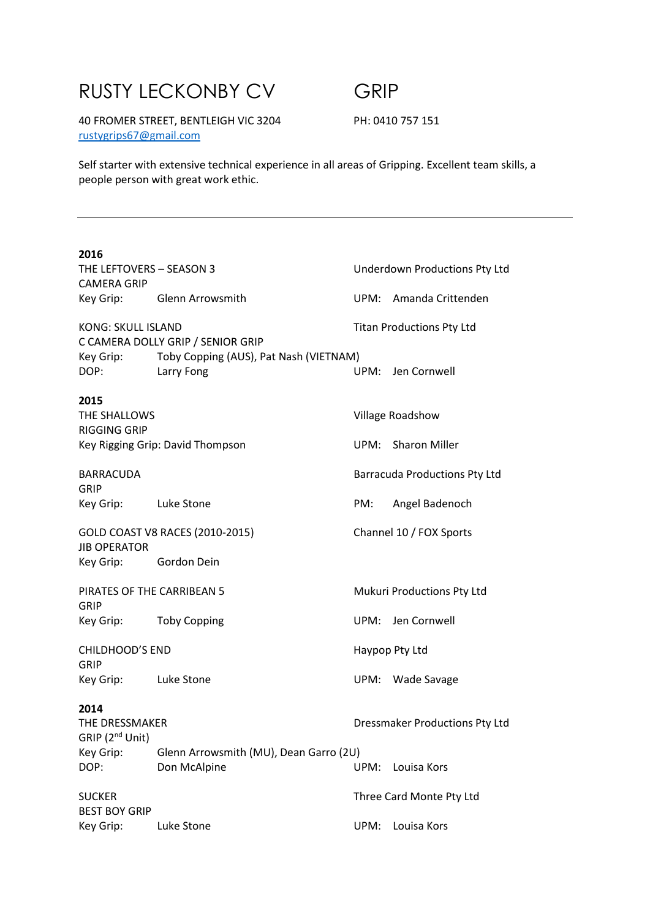# RUSTY LECKONBY CV GRIP

40 FROMER STREET, BENTLEIGH VIC 3204 PH: 0410 757 151
rustygrips67@gmail.com

Self starter with extensive technical experience in all areas of Gripping. Excellent team skills, a people person with great work ethic.

---

## 2016

**THE LEFTOVERS – SEASON 3** — Underdown Productions Pty Ltd
CAMERA GRIP
Key Grip: Glenn Arrowsmith — UPM: Amanda Crittenden

**KONG: SKULL ISLAND** — Titan Productions Pty Ltd
C CAMERA DOLLY GRIP / SENIOR GRIP
Key Grip: Toby Copping (AUS), Pat Nash (VIETNAM)
DOP: Larry Fong — UPM: Jen Cornwell

## 2015

**THE SHALLOWS** — Village Roadshow
RIGGING GRIP
Key Rigging Grip: David Thompson — UPM: Sharon Miller

**BARRACUDA** — Barracuda Productions Pty Ltd
GRIP
Key Grip: Luke Stone — PM: Angel Badenoch

**GOLD COAST V8 RACES (2010-2015)** — Channel 10 / FOX Sports
JIB OPERATOR
Key Grip: Gordon Dein

**PIRATES OF THE CARRIBEAN 5** — Mukuri Productions Pty Ltd
GRIP
Key Grip: Toby Copping — UPM: Jen Cornwell

**CHILDHOOD'S END** — Haypop Pty Ltd
GRIP
Key Grip: Luke Stone — UPM: Wade Savage

## 2014

**THE DRESSMAKER** — Dressmaker Productions Pty Ltd
GRIP (2nd Unit)
Key Grip: Glenn Arrowsmith (MU), Dean Garro (2U)
DOP: Don McAlpine — UPM: Louisa Kors

**SUCKER** — Three Card Monte Pty Ltd
BEST BOY GRIP
Key Grip: Luke Stone — UPM: Louisa Kors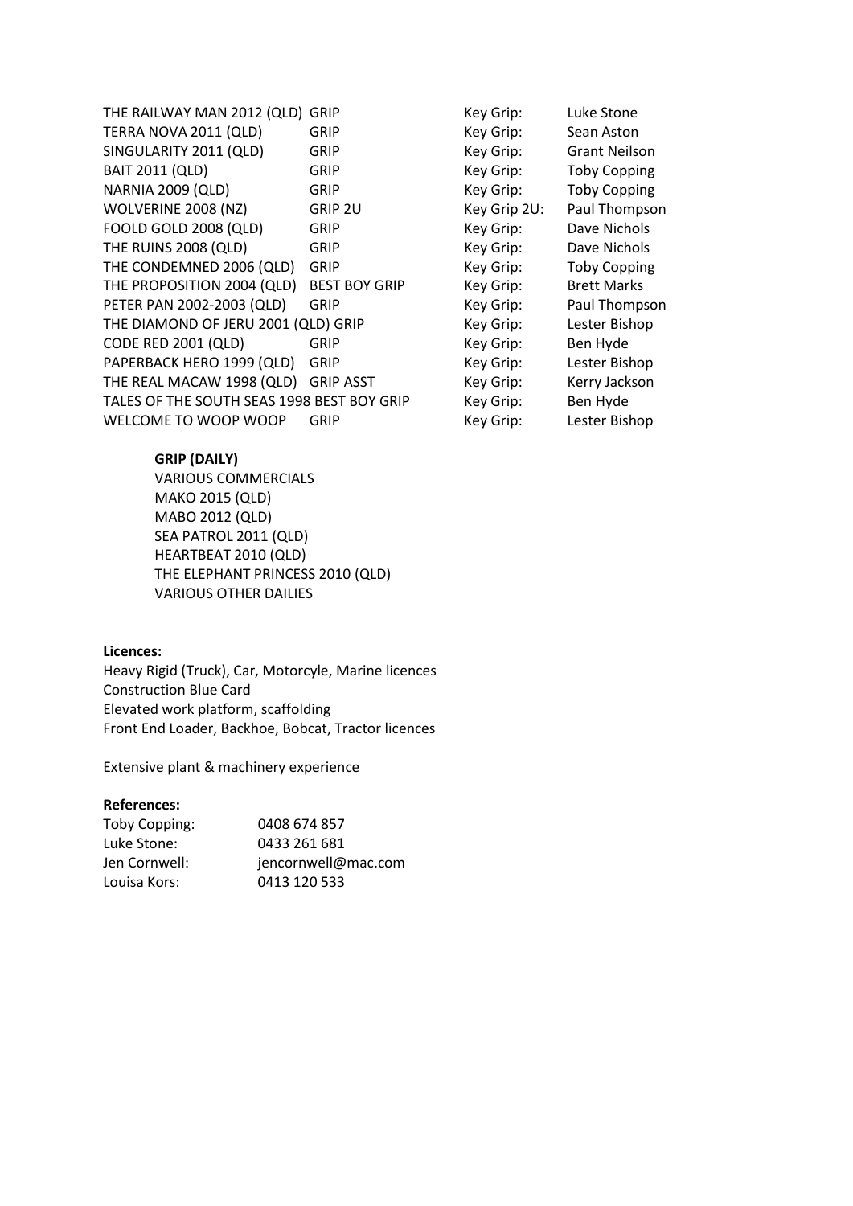| | | | |
|---|---|---|---|
| THE RAILWAY MAN 2012 (QLD) | GRIP | Key Grip: | Luke Stone |
| TERRA NOVA 2011 (QLD) | GRIP | Key Grip: | Sean Aston |
| SINGULARITY 2011 (QLD) | GRIP | Key Grip: | Grant Neilson |
| BAIT 2011 (QLD) | GRIP | Key Grip: | Toby Copping |
| NARNIA 2009 (QLD) | GRIP | Key Grip: | Toby Copping |
| WOLVERINE 2008 (NZ) | GRIP 2U | Key Grip 2U: | Paul Thompson |
| FOOLD GOLD 2008 (QLD) | GRIP | Key Grip: | Dave Nichols |
| THE RUINS 2008 (QLD) | GRIP | Key Grip: | Dave Nichols |
| THE CONDEMNED 2006 (QLD) | GRIP | Key Grip: | Toby Copping |
| THE PROPOSITION 2004 (QLD) | BEST BOY GRIP | Key Grip: | Brett Marks |
| PETER PAN 2002-2003 (QLD) | GRIP | Key Grip: | Paul Thompson |
| THE DIAMOND OF JERU 2001 (QLD) | GRIP | Key Grip: | Lester Bishop |
| CODE RED 2001 (QLD) | GRIP | Key Grip: | Ben Hyde |
| PAPERBACK HERO 1999 (QLD) | GRIP | Key Grip: | Lester Bishop |
| THE REAL MACAW 1998 (QLD) | GRIP ASST | Key Grip: | Kerry Jackson |
| TALES OF THE SOUTH SEAS 1998 | BEST BOY GRIP | Key Grip: | Ben Hyde |
| WELCOME TO WOOP WOOP | GRIP | Key Grip: | Lester Bishop |

**GRIP (DAILY)**

VARIOUS COMMERCIALS
MAKO 2015 (QLD)
MABO 2012 (QLD)
SEA PATROL 2011 (QLD)
HEARTBEAT 2010 (QLD)
THE ELEPHANT PRINCESS 2010 (QLD)
VARIOUS OTHER DAILIES

**Licences:**

Heavy Rigid (Truck), Car, Motorcyle, Marine licences
Construction Blue Card
Elevated work platform, scaffolding
Front End Loader, Backhoe, Bobcat, Tractor licences

Extensive plant & machinery experience

**References:**

| | |
|---|---|
| Toby Copping: | 0408 674 857 |
| Luke Stone: | 0433 261 681 |
| Jen Cornwell: | jencornwell@mac.com |
| Louisa Kors: | 0413 120 533 |